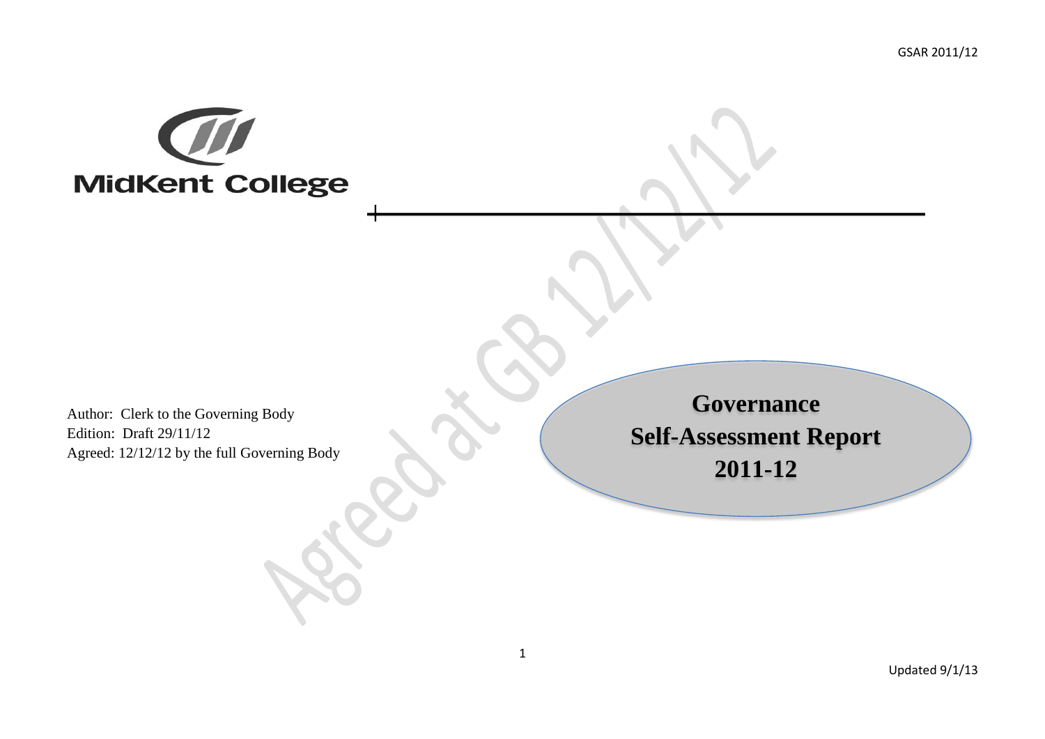MidKent College

# Governance Self-Assessment Report 2011-12

Author: Clerk to the Governing Body
Edition: Draft 29/11/12
Agreed: 12/12/12 by the full Governing Body

Agreed at GB 12/12/12

Updated 9/1/13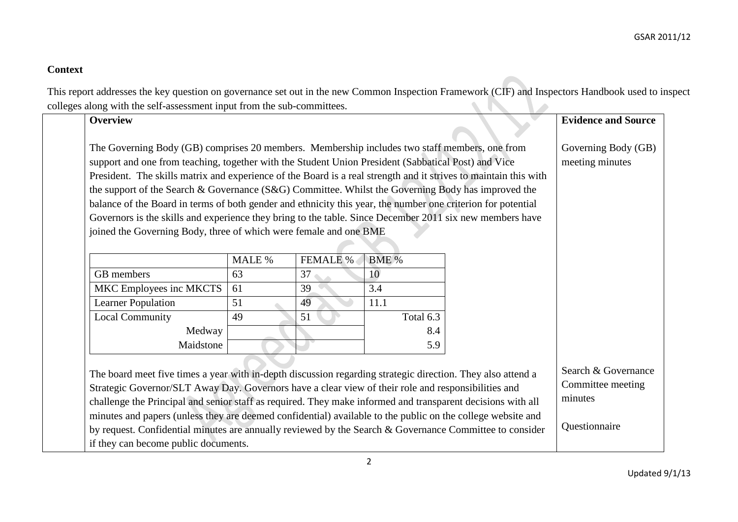**Context**

This report addresses the key question on governance set out in the new Common Inspection Framework (CIF) and Inspectors Handbook used to inspect colleges along with the self-assessment input from the sub-committees.

| Overview | Evidence and Source |
|---|---|
| The Governing Body (GB) comprises 20 members. Membership includes two staff members, one from support and one from teaching, together with the Student Union President (Sabbatical Post) and Vice President. The skills matrix and experience of the Board is a real strength and it strives to maintain this with the support of the Search & Governance (S&G) Committee. Whilst the Governing Body has improved the balance of the Board in terms of both gender and ethnicity this year, the number one criterion for potential Governors is the skills and experience they bring to the table. Since December 2011 six new members have joined the Governing Body, three of which were female and one BME | Governing Body (GB) meeting minutes |

| | MALE % | FEMALE % | BME % |
|---|---|---|---|
| GB members | 63 | 37 | 10 |
| MKC Employees inc MKCTS | 61 | 39 | 3.4 |
| Learner Population | 51 | 49 | 11.1 |
| Local Community | 49 | 51 | Total 6.3 |
| Medway | | | 8.4 |
| Maidstone | | | 5.9 |

| | |
|---|---|
| The board meet five times a year with in-depth discussion regarding strategic direction. They also attend a Strategic Governor/SLT Away Day. Governors have a clear view of their role and responsibilities and challenge the Principal and senior staff as required. They make informed and transparent decisions with all minutes and papers (unless they are deemed confidential) available to the public on the college website and by request. Confidential minutes are annually reviewed by the Search & Governance Committee to consider if they can become public documents. | Search & Governance Committee meeting minutes<br><br>Questionnaire |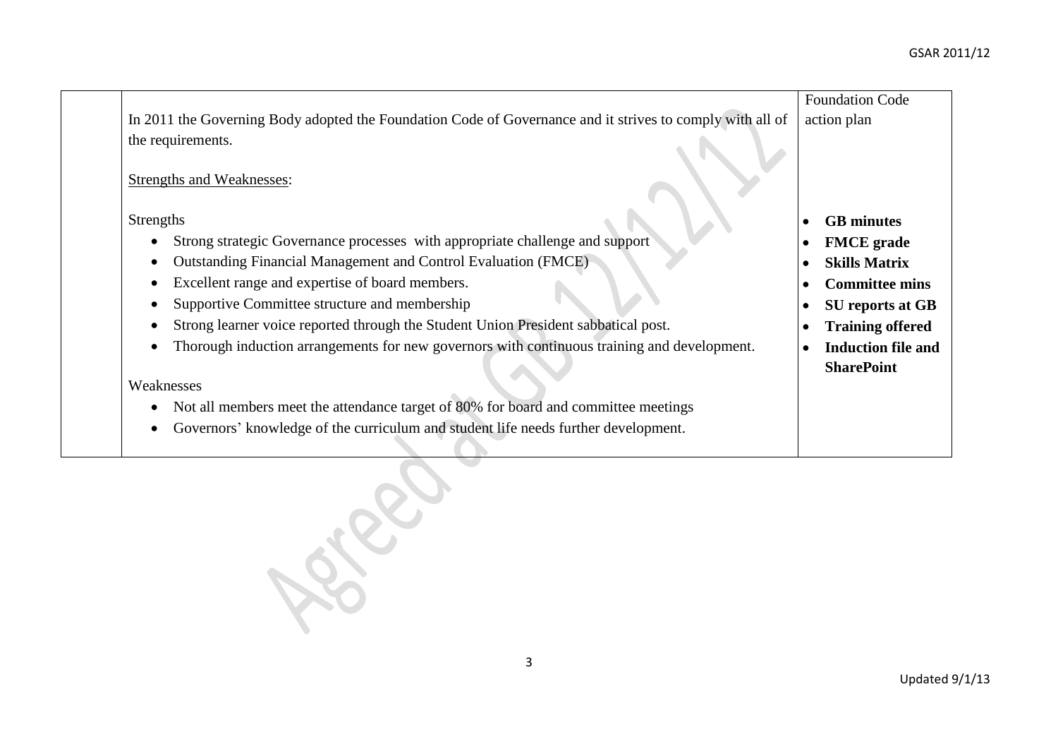| | | |
|---|---|---|
| | In 2011 the Governing Body adopted the Foundation Code of Governance and it strives to comply with all of the requirements.<br><br>Strengths and Weaknesses:<br><br>Strengths<br>• Strong strategic Governance processes with appropriate challenge and support<br>• Outstanding Financial Management and Control Evaluation (FMCE)<br>• Excellent range and expertise of board members.<br>• Supportive Committee structure and membership<br>• Strong learner voice reported through the Student Union President sabbatical post.<br>• Thorough induction arrangements for new governors with continuous training and development.<br><br>Weaknesses<br>• Not all members meet the attendance target of 80% for board and committee meetings<br>• Governors' knowledge of the curriculum and student life needs further development. | Foundation Code action plan<br><br>• **GB minutes**<br>• **FMCE grade**<br>• **Skills Matrix**<br>• **Committee mins**<br>• **SU reports at GB**<br>• **Training offered**<br>• **Induction file and SharePoint** |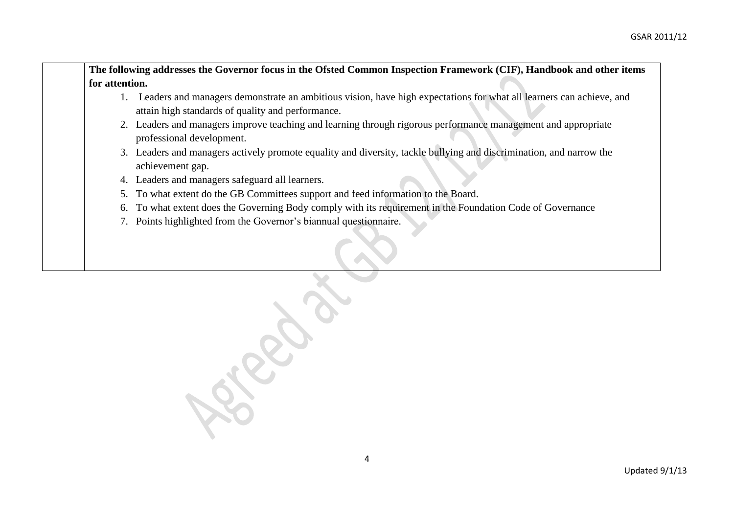| | **The following addresses the Governor focus in the Ofsted Common Inspection Framework (CIF), Handbook and other items for attention.**<br>1. Leaders and managers demonstrate an ambitious vision, have high expectations for what all learners can achieve, and attain high standards of quality and performance.<br>2. Leaders and managers improve teaching and learning through rigorous performance management and appropriate professional development.<br>3. Leaders and managers actively promote equality and diversity, tackle bullying and discrimination, and narrow the achievement gap.<br>4. Leaders and managers safeguard all learners.<br>5. To what extent do the GB Committees support and feed information to the Board.<br>6. To what extent does the Governing Body comply with its requirement in the Foundation Code of Governance<br>7. Points highlighted from the Governor's biannual questionnaire. |
|---|---|

Agreed at GB 12/12/12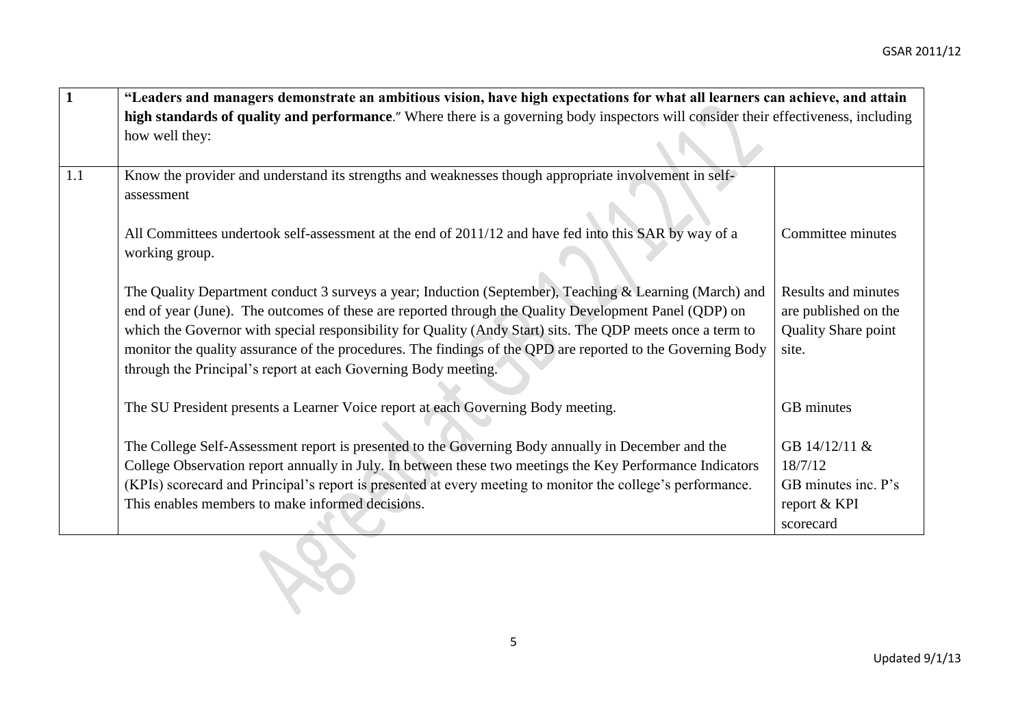| 1 | **"Leaders and managers demonstrate an ambitious vision, have high expectations for what all learners can achieve, and attain high standards of quality and performance**." Where there is a governing body inspectors will consider their effectiveness, including how well they: | |
|---|---|---|
| 1.1 | Know the provider and understand its strengths and weaknesses though appropriate involvement in self-assessment | |
| | All Committees undertook self-assessment at the end of 2011/12 and have fed into this SAR by way of a working group. | Committee minutes |
| | The Quality Department conduct 3 surveys a year; Induction (September), Teaching & Learning (March) and end of year (June). The outcomes of these are reported through the Quality Development Panel (QDP) on which the Governor with special responsibility for Quality (Andy Start) sits. The QDP meets once a term to monitor the quality assurance of the procedures. The findings of the QPD are reported to the Governing Body through the Principal's report at each Governing Body meeting. | Results and minutes are published on the Quality Share point site. |
| | The SU President presents a Learner Voice report at each Governing Body meeting. | GB minutes |
| | The College Self-Assessment report is presented to the Governing Body annually in December and the College Observation report annually in July. In between these two meetings the Key Performance Indicators (KPIs) scorecard and Principal's report is presented at every meeting to monitor the college's performance. This enables members to make informed decisions. | GB 14/12/11 & 18/7/12<br>GB minutes inc. P's report & KPI scorecard |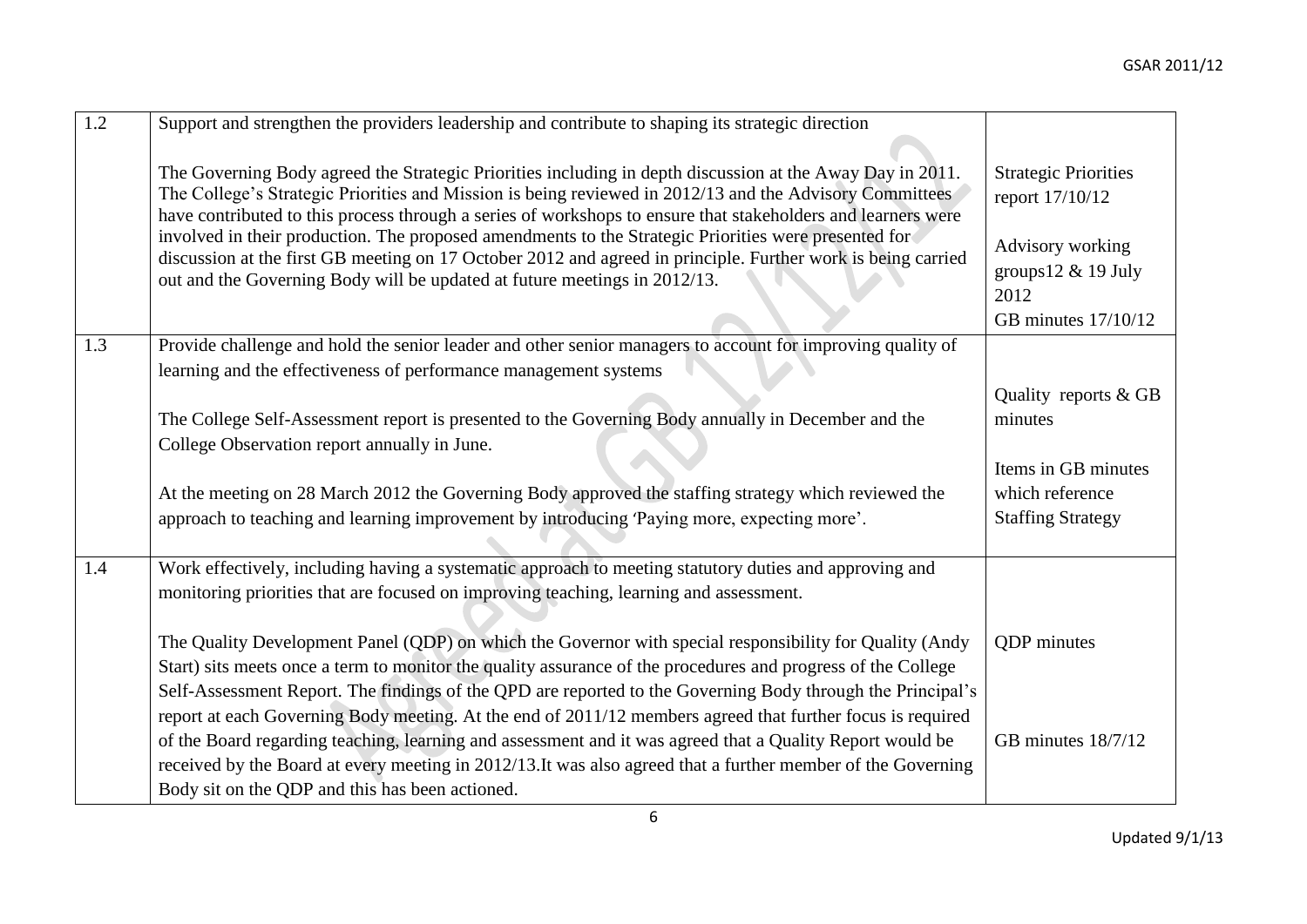| | | |
|---|---|---|
| 1.2 | Support and strengthen the providers leadership and contribute to shaping its strategic direction<br><br>The Governing Body agreed the Strategic Priorities including in depth discussion at the Away Day in 2011. The College's Strategic Priorities and Mission is being reviewed in 2012/13 and the Advisory Committees have contributed to this process through a series of workshops to ensure that stakeholders and learners were involved in their production. The proposed amendments to the Strategic Priorities were presented for discussion at the first GB meeting on 17 October 2012 and agreed in principle. Further work is being carried out and the Governing Body will be updated at future meetings in 2012/13. | Strategic Priorities report 17/10/12<br><br>Advisory working groups12 & 19 July 2012<br>GB minutes 17/10/12 |
| 1.3 | Provide challenge and hold the senior leader and other senior managers to account for improving quality of learning and the effectiveness of performance management systems<br><br>The College Self-Assessment report is presented to the Governing Body annually in December and the College Observation report annually in June.<br><br>At the meeting on 28 March 2012 the Governing Body approved the staffing strategy which reviewed the approach to teaching and learning improvement by introducing 'Paying more, expecting more'. | Quality reports & GB minutes<br><br>Items in GB minutes which reference Staffing Strategy |
| 1.4 | Work effectively, including having a systematic approach to meeting statutory duties and approving and monitoring priorities that are focused on improving teaching, learning and assessment.<br><br>The Quality Development Panel (QDP) on which the Governor with special responsibility for Quality (Andy Start) sits meets once a term to monitor the quality assurance of the procedures and progress of the College Self-Assessment Report. The findings of the QPD are reported to the Governing Body through the Principal's report at each Governing Body meeting. At the end of 2011/12 members agreed that further focus is required of the Board regarding teaching, learning and assessment and it was agreed that a Quality Report would be received by the Board at every meeting in 2012/13.It was also agreed that a further member of the Governing Body sit on the QDP and this has been actioned. | QDP minutes<br><br>GB minutes 18/7/12 |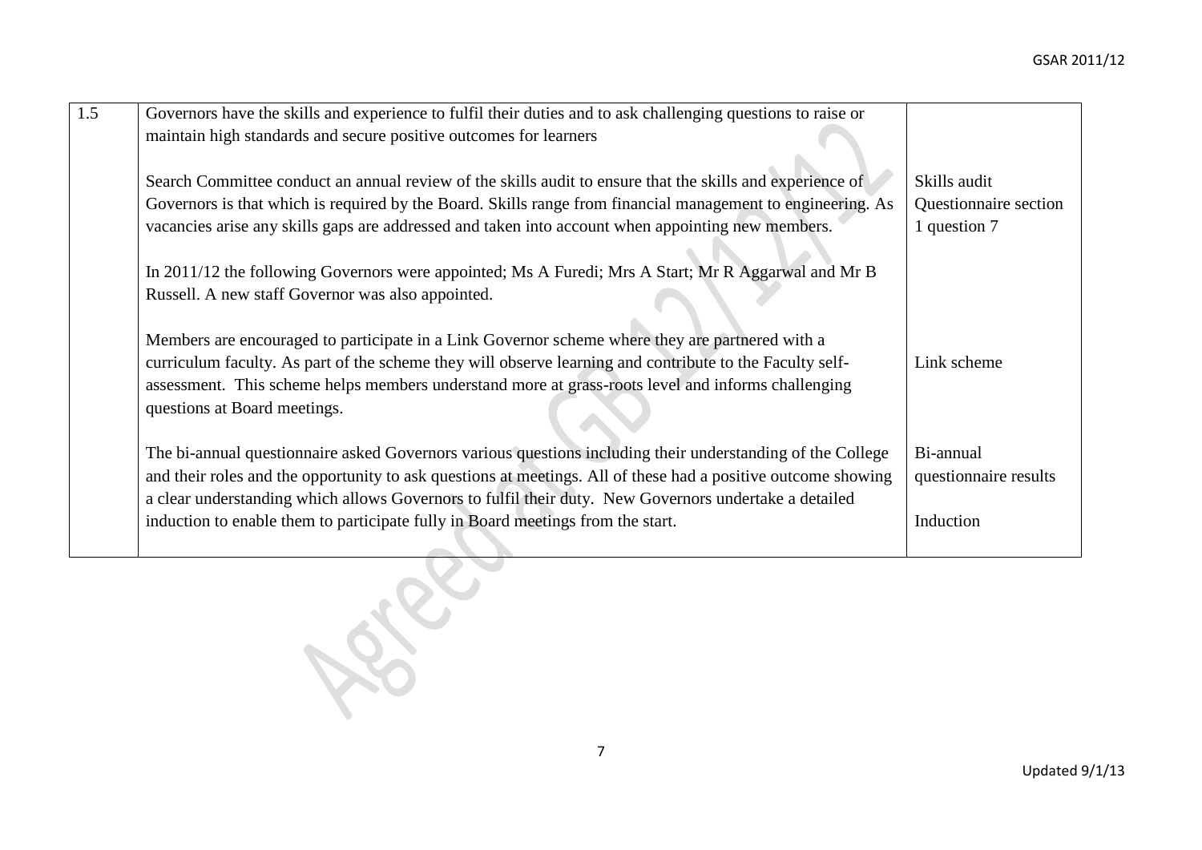| 1.5 | Governors have the skills and experience to fulfil their duties and to ask challenging questions to raise or maintain high standards and secure positive outcomes for learners | |
|---|---|---|
| | Search Committee conduct an annual review of the skills audit to ensure that the skills and experience of Governors is that which is required by the Board. Skills range from financial management to engineering. As vacancies arise any skills gaps are addressed and taken into account when appointing new members. | Skills audit Questionnaire section 1 question 7 |
| | In 2011/12 the following Governors were appointed; Ms A Furedi; Mrs A Start; Mr R Aggarwal and Mr B Russell. A new staff Governor was also appointed. | |
| | Members are encouraged to participate in a Link Governor scheme where they are partnered with a curriculum faculty. As part of the scheme they will observe learning and contribute to the Faculty self-assessment. This scheme helps members understand more at grass-roots level and informs challenging questions at Board meetings. | Link scheme |
| | The bi-annual questionnaire asked Governors various questions including their understanding of the College and their roles and the opportunity to ask questions at meetings. All of these had a positive outcome showing a clear understanding which allows Governors to fulfil their duty. New Governors undertake a detailed induction to enable them to participate fully in Board meetings from the start. | Bi-annual questionnaire results<br><br>Induction |

Agreed at GB 12/12/12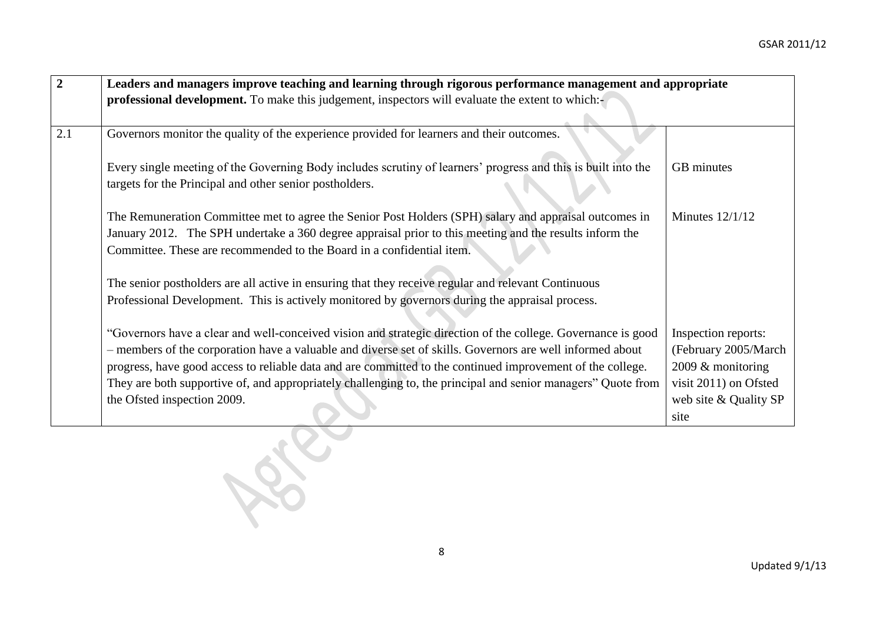| 2 | **Leaders and managers improve teaching and learning through rigorous performance management and appropriate professional development.** To make this judgement, inspectors will evaluate the extent to which:- | |
|---|---|---|
| 2.1 | Governors monitor the quality of the experience provided for learners and their outcomes. | |
| | Every single meeting of the Governing Body includes scrutiny of learners' progress and this is built into the targets for the Principal and other senior postholders. | GB minutes |
| | The Remuneration Committee met to agree the Senior Post Holders (SPH) salary and appraisal outcomes in January 2012. The SPH undertake a 360 degree appraisal prior to this meeting and the results inform the Committee. These are recommended to the Board in a confidential item. | Minutes 12/1/12 |
| | The senior postholders are all active in ensuring that they receive regular and relevant Continuous Professional Development. This is actively monitored by governors during the appraisal process. | |
| | "Governors have a clear and well-conceived vision and strategic direction of the college. Governance is good – members of the corporation have a valuable and diverse set of skills. Governors are well informed about progress, have good access to reliable data and are committed to the continued improvement of the college. They are both supportive of, and appropriately challenging to, the principal and senior managers" Quote from the Ofsted inspection 2009. | Inspection reports: (February 2005/March 2009 & monitoring visit 2011) on Ofsted web site & Quality SP site |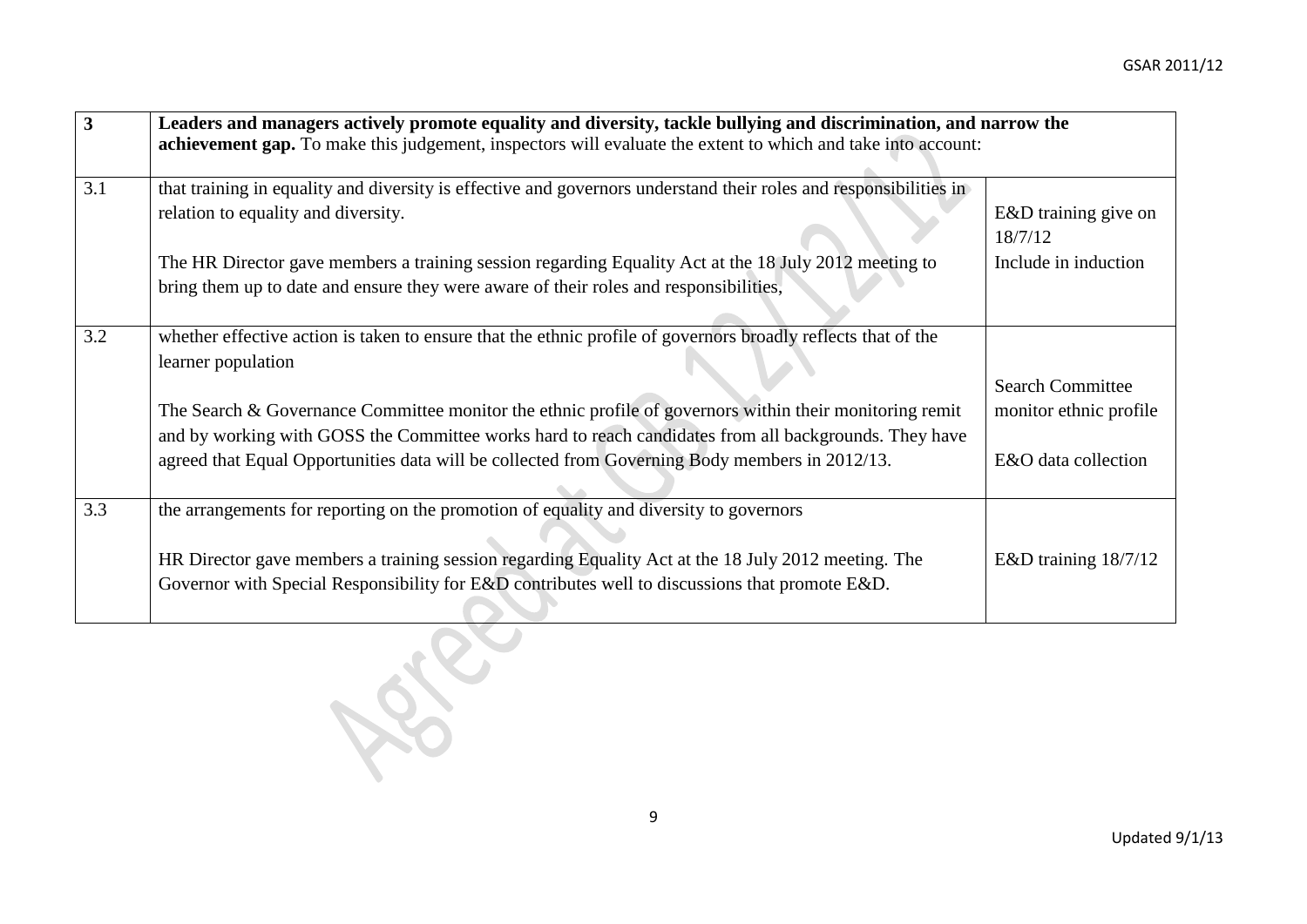| 3 | **Leaders and managers actively promote equality and diversity, tackle bullying and discrimination, and narrow the achievement gap.** To make this judgement, inspectors will evaluate the extent to which and take into account: | |
|---|---|---|
| 3.1 | that training in equality and diversity is effective and governors understand their roles and responsibilities in relation to equality and diversity.<br><br>The HR Director gave members a training session regarding Equality Act at the 18 July 2012 meeting to bring them up to date and ensure they were aware of their roles and responsibilities, | E&D training give on 18/7/12<br>Include in induction |
| 3.2 | whether effective action is taken to ensure that the ethnic profile of governors broadly reflects that of the learner population<br><br>The Search & Governance Committee monitor the ethnic profile of governors within their monitoring remit and by working with GOSS the Committee works hard to reach candidates from all backgrounds. They have agreed that Equal Opportunities data will be collected from Governing Body members in 2012/13. | Search Committee monitor ethnic profile<br><br>E&O data collection |
| 3.3 | the arrangements for reporting on the promotion of equality and diversity to governors<br><br>HR Director gave members a training session regarding Equality Act at the 18 July 2012 meeting. The Governor with Special Responsibility for E&D contributes well to discussions that promote E&D. | E&D training 18/7/12 |

Agreed at GB 12/12/12

Updated 9/1/13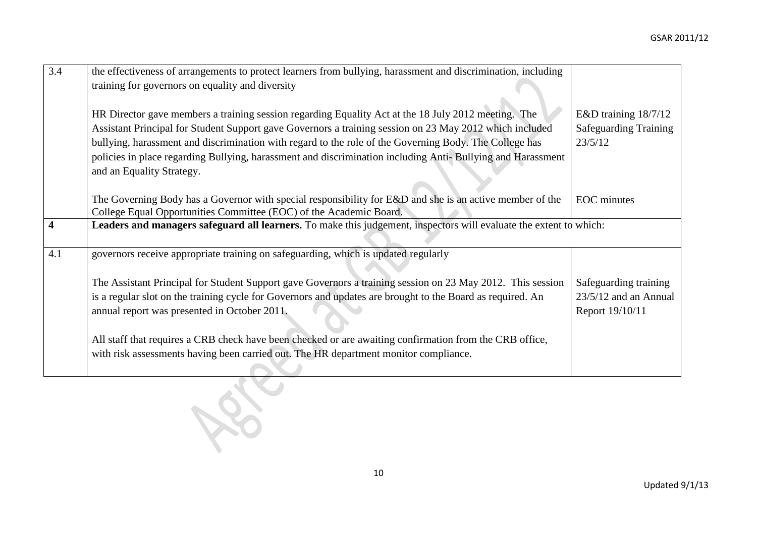| | | |
|---|---|---|
| 3.4 | the effectiveness of arrangements to protect learners from bullying, harassment and discrimination, including training for governors on equality and diversity<br><br>HR Director gave members a training session regarding Equality Act at the 18 July 2012 meeting. The Assistant Principal for Student Support gave Governors a training session on 23 May 2012 which included bullying, harassment and discrimination with regard to the role of the Governing Body. The College has policies in place regarding Bullying, harassment and discrimination including Anti- Bullying and Harassment and an Equality Strategy.<br><br>The Governing Body has a Governor with special responsibility for E&D and she is an active member of the College Equal Opportunities Committee (EOC) of the Academic Board. | E&D training 18/7/12<br>Safeguarding Training 23/5/12<br><br>EOC minutes |
| **4** | **Leaders and managers safeguard all learners.** To make this judgement, inspectors will evaluate the extent to which: | |
| 4.1 | governors receive appropriate training on safeguarding, which is updated regularly<br><br>The Assistant Principal for Student Support gave Governors a training session on 23 May 2012. This session is a regular slot on the training cycle for Governors and updates are brought to the Board as required. An annual report was presented in October 2011.<br><br>All staff that requires a CRB check have been checked or are awaiting confirmation from the CRB office, with risk assessments having been carried out. The HR department monitor compliance. | Safeguarding training 23/5/12 and an Annual Report 19/10/11 |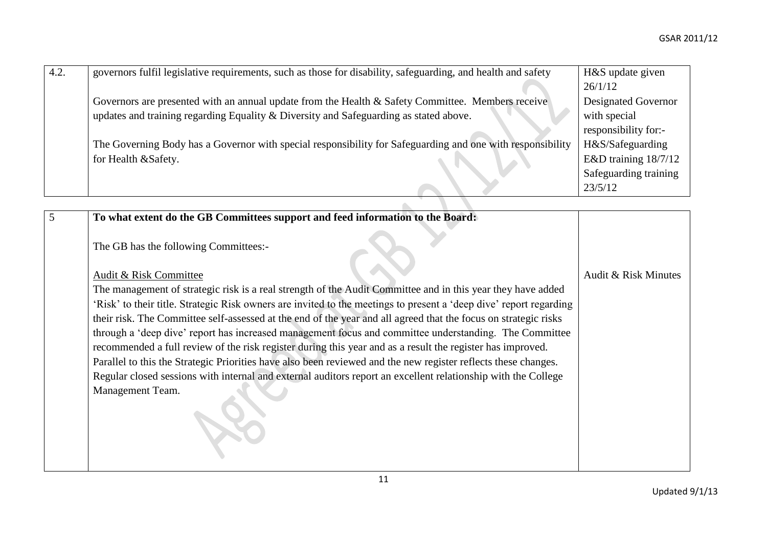| 4.2. | governors fulfil legislative requirements, such as those for disability, safeguarding, and health and safety<br><br>Governors are presented with an annual update from the Health & Safety Committee. Members receive updates and training regarding Equality & Diversity and Safeguarding as stated above.<br><br>The Governing Body has a Governor with special responsibility for Safeguarding and one with responsibility for Health &Safety. | H&S update given 26/1/12<br>Designated Governor with special responsibility for:-<br>H&S/Safeguarding<br>E&D training 18/7/12<br>Safeguarding training 23/5/12 |
|---|---|---|

| 5 | **To what extent do the GB Committees support and feed information to the Board:**<br><br>The GB has the following Committees:-<br><br>Audit & Risk Committee<br>The management of strategic risk is a real strength of the Audit Committee and in this year they have added 'Risk' to their title. Strategic Risk owners are invited to the meetings to present a 'deep dive' report regarding their risk. The Committee self-assessed at the end of the year and all agreed that the focus on strategic risks through a 'deep dive' report has increased management focus and committee understanding. The Committee recommended a full review of the risk register during this year and as a result the register has improved. Parallel to this the Strategic Priorities have also been reviewed and the new register reflects these changes. Regular closed sessions with internal and external auditors report an excellent relationship with the College Management Team. | Audit & Risk Minutes |
|---|---|---|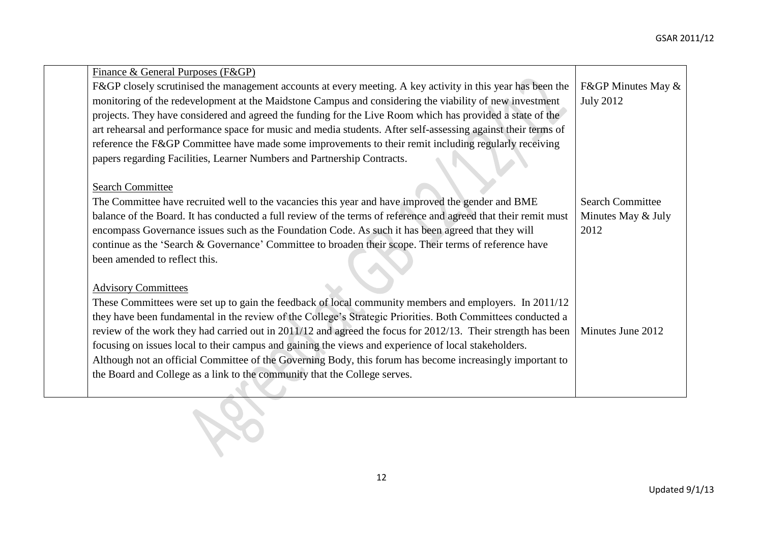| | | |
|---|---|---|
| | <u>Finance & General Purposes (F&GP)</u><br>F&GP closely scrutinised the management accounts at every meeting. A key activity in this year has been the monitoring of the redevelopment at the Maidstone Campus and considering the viability of new investment projects. They have considered and agreed the funding for the Live Room which has provided a state of the art rehearsal and performance space for music and media students. After self-assessing against their terms of reference the F&GP Committee have made some improvements to their remit including regularly receiving papers regarding Facilities, Learner Numbers and Partnership Contracts.<br><br><u>Search Committee</u><br>The Committee have recruited well to the vacancies this year and have improved the gender and BME balance of the Board. It has conducted a full review of the terms of reference and agreed that their remit must encompass Governance issues such as the Foundation Code. As such it has been agreed that they will continue as the 'Search & Governance' Committee to broaden their scope. Their terms of reference have been amended to reflect this.<br><br><u>Advisory Committees</u><br>These Committees were set up to gain the feedback of local community members and employers. In 2011/12 they have been fundamental in the review of the College's Strategic Priorities. Both Committees conducted a review of the work they had carried out in 2011/12 and agreed the focus for 2012/13. Their strength has been focusing on issues local to their campus and gaining the views and experience of local stakeholders.<br>Although not an official Committee of the Governing Body, this forum has become increasingly important to the Board and College as a link to the community that the College serves. | F&GP Minutes May & July 2012<br><br><br><br><br><br>Search Committee Minutes May & July 2012<br><br><br><br><br><br>Minutes June 2012 |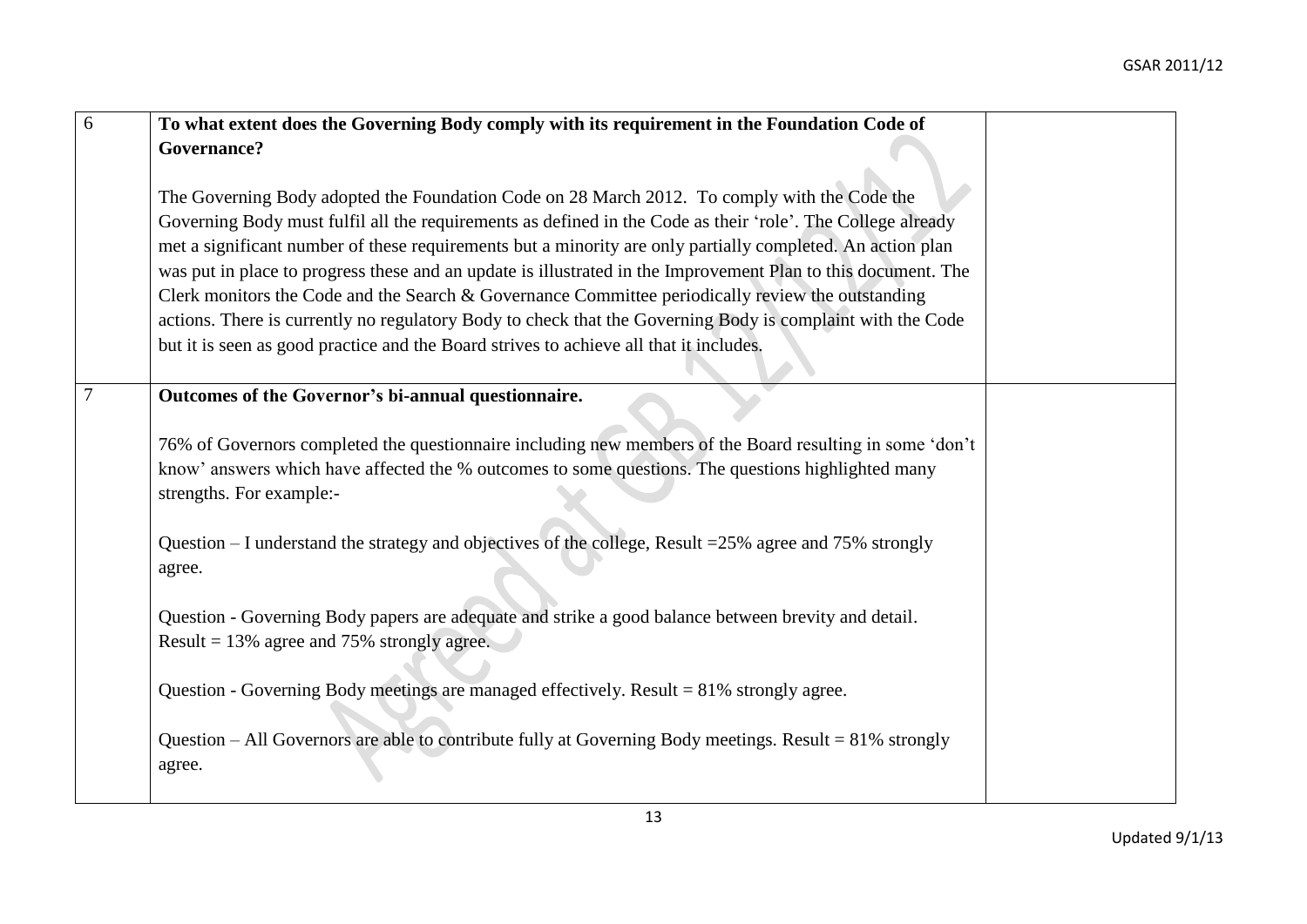| | | |
|---|---|---|
| 6 | **To what extent does the Governing Body comply with its requirement in the Foundation Code of Governance?**<br><br>The Governing Body adopted the Foundation Code on 28 March 2012. To comply with the Code the Governing Body must fulfil all the requirements as defined in the Code as their 'role'. The College already met a significant number of these requirements but a minority are only partially completed. An action plan was put in place to progress these and an update is illustrated in the Improvement Plan to this document. The Clerk monitors the Code and the Search & Governance Committee periodically review the outstanding actions. There is currently no regulatory Body to check that the Governing Body is complaint with the Code but it is seen as good practice and the Board strives to achieve all that it includes. | |
| 7 | **Outcomes of the Governor's bi-annual questionnaire.**<br><br>76% of Governors completed the questionnaire including new members of the Board resulting in some 'don't know' answers which have affected the % outcomes to some questions. The questions highlighted many strengths. For example:-<br><br>Question – I understand the strategy and objectives of the college, Result =25% agree and 75% strongly agree.<br><br>Question - Governing Body papers are adequate and strike a good balance between brevity and detail. Result = 13% agree and 75% strongly agree.<br><br>Question - Governing Body meetings are managed effectively. Result = 81% strongly agree.<br><br>Question – All Governors are able to contribute fully at Governing Body meetings. Result = 81% strongly agree. | |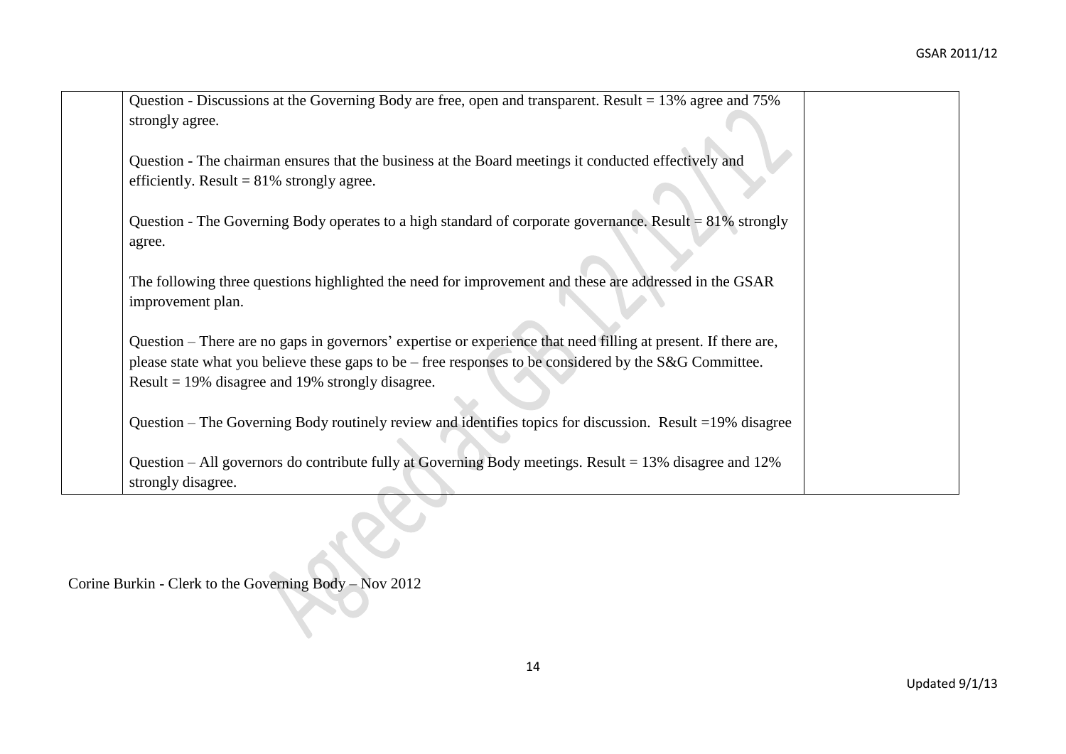|  | Question - Discussions at the Governing Body are free, open and transparent. Result = 13% agree and 75% strongly agree.<br><br>Question - The chairman ensures that the business at the Board meetings it conducted effectively and efficiently. Result = 81% strongly agree.<br><br>Question - The Governing Body operates to a high standard of corporate governance. Result = 81% strongly agree.<br><br>The following three questions highlighted the need for improvement and these are addressed in the GSAR improvement plan.<br><br>Question – There are no gaps in governors' expertise or experience that need filling at present. If there are, please state what you believe these gaps to be – free responses to be considered by the S&G Committee. Result = 19% disagree and 19% strongly disagree.<br><br>Question – The Governing Body routinely review and identifies topics for discussion. Result =19% disagree<br><br>Question – All governors do contribute fully at Governing Body meetings. Result = 13% disagree and 12% strongly disagree. |  |
|---|---|---|

Corine Burkin - Clerk to the Governing Body – Nov 2012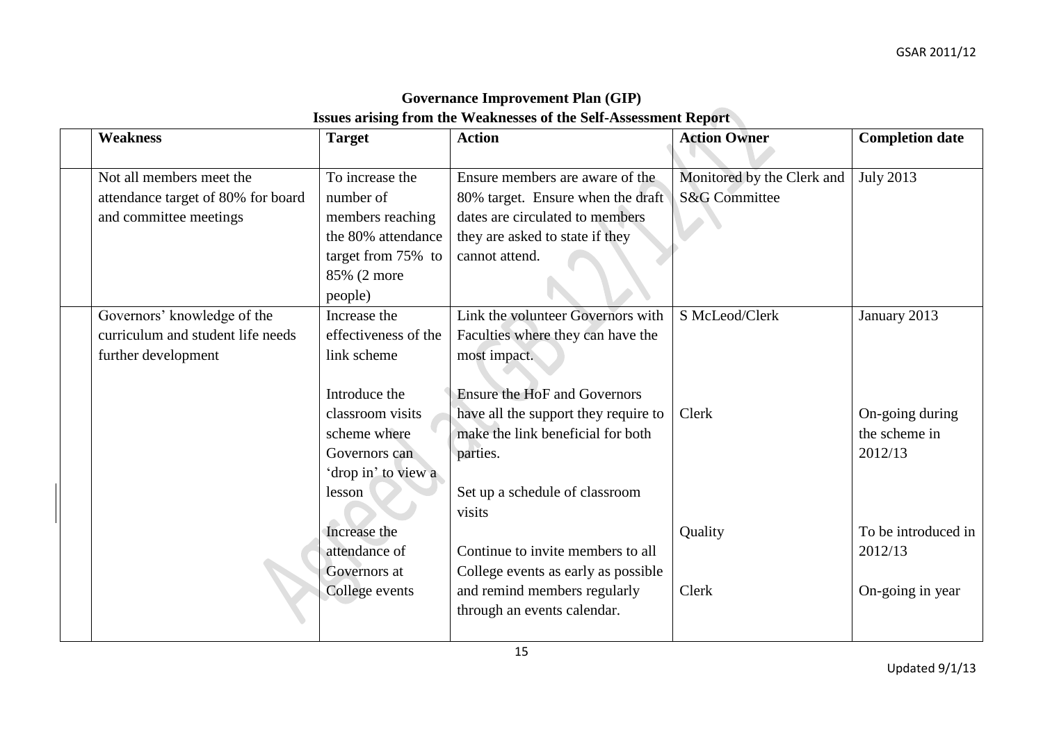# Governance Improvement Plan (GIP)

## Issues arising from the Weaknesses of the Self-Assessment Report

| Weakness | Target | Action | Action Owner | Completion date |
|---|---|---|---|---|
| Not all members meet the attendance target of 80% for board and committee meetings | To increase the number of members reaching the 80% attendance target from 75% to 85% (2 more people) | Ensure members are aware of the 80% target. Ensure when the draft dates are circulated to members they are asked to state if they cannot attend. | Monitored by the Clerk and S&G Committee | July 2013 |
| Governors' knowledge of the curriculum and student life needs further development | Increase the effectiveness of the link scheme | Link the volunteer Governors with Faculties where they can have the most impact. | S McLeod/Clerk | January 2013 |
| | | Ensure the HoF and Governors have all the support they require to make the link beneficial for both parties. | Clerk | On-going during the scheme in 2012/13 |
| | Introduce the classroom visits scheme where Governors can 'drop in' to view a lesson | Set up a schedule of classroom visits | Quality | To be introduced in 2012/13 |
| | Increase the attendance of Governors at College events | Continue to invite members to all College events as early as possible and remind members regularly through an events calendar. | Clerk | On-going in year |

Updated 9/1/13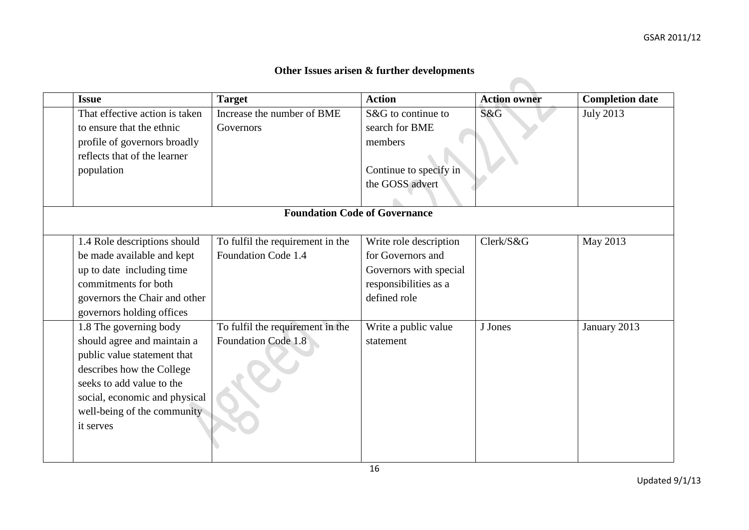## Other Issues arisen & further developments

| | Issue | Target | Action | Action owner | Completion date |
|---|---|---|---|---|---|
| | That effective action is taken to ensure that the ethnic profile of governors broadly reflects that of the learner population | Increase the number of BME Governors | S&G to continue to search for BME members<br><br>Continue to specify in the GOSS advert | S&G | July 2013 |
| **Foundation Code of Governance** | | | | | |
| | 1.4 Role descriptions should be made available and kept up to date including time commitments for both governors the Chair and other governors holding offices | To fulfil the requirement in the Foundation Code 1.4 | Write role description for Governors and Governors with special responsibilities as a defined role | Clerk/S&G | May 2013 |
| | 1.8 The governing body should agree and maintain a public value statement that describes how the College seeks to add value to the social, economic and physical well-being of the community it serves | To fulfil the requirement in the Foundation Code 1.8 | Write a public value statement | J Jones | January 2013 |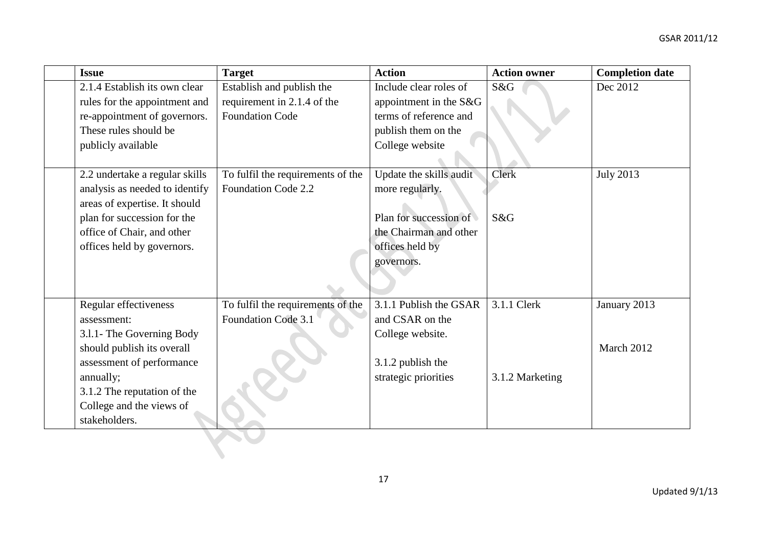| | Issue | Target | Action | Action owner | Completion date |
|---|---|---|---|---|---|
| | 2.1.4 Establish its own clear rules for the appointment and re-appointment of governors. These rules should be publicly available | Establish and publish the requirement in 2.1.4 of the Foundation Code | Include clear roles of appointment in the S&G terms of reference and publish them on the College website | S&G | Dec 2012 |
| | 2.2 undertake a regular skills analysis as needed to identify areas of expertise. It should plan for succession for the office of Chair, and other offices held by governors. | To fulfil the requirements of the Foundation Code 2.2 | Update the skills audit more regularly.<br><br>Plan for succession of the Chairman and other offices held by governors. | Clerk<br><br>S&G | July 2013 |
| | Regular effectiveness assessment:<br>3.l.1- The Governing Body should publish its overall assessment of performance annually;<br>3.1.2 The reputation of the College and the views of stakeholders. | To fulfil the requirements of the Foundation Code 3.1 | 3.1.1 Publish the GSAR and CSAR on the College website.<br><br>3.1.2 publish the strategic priorities | 3.1.1 Clerk<br><br>3.1.2 Marketing | January 2013<br><br>March 2012 |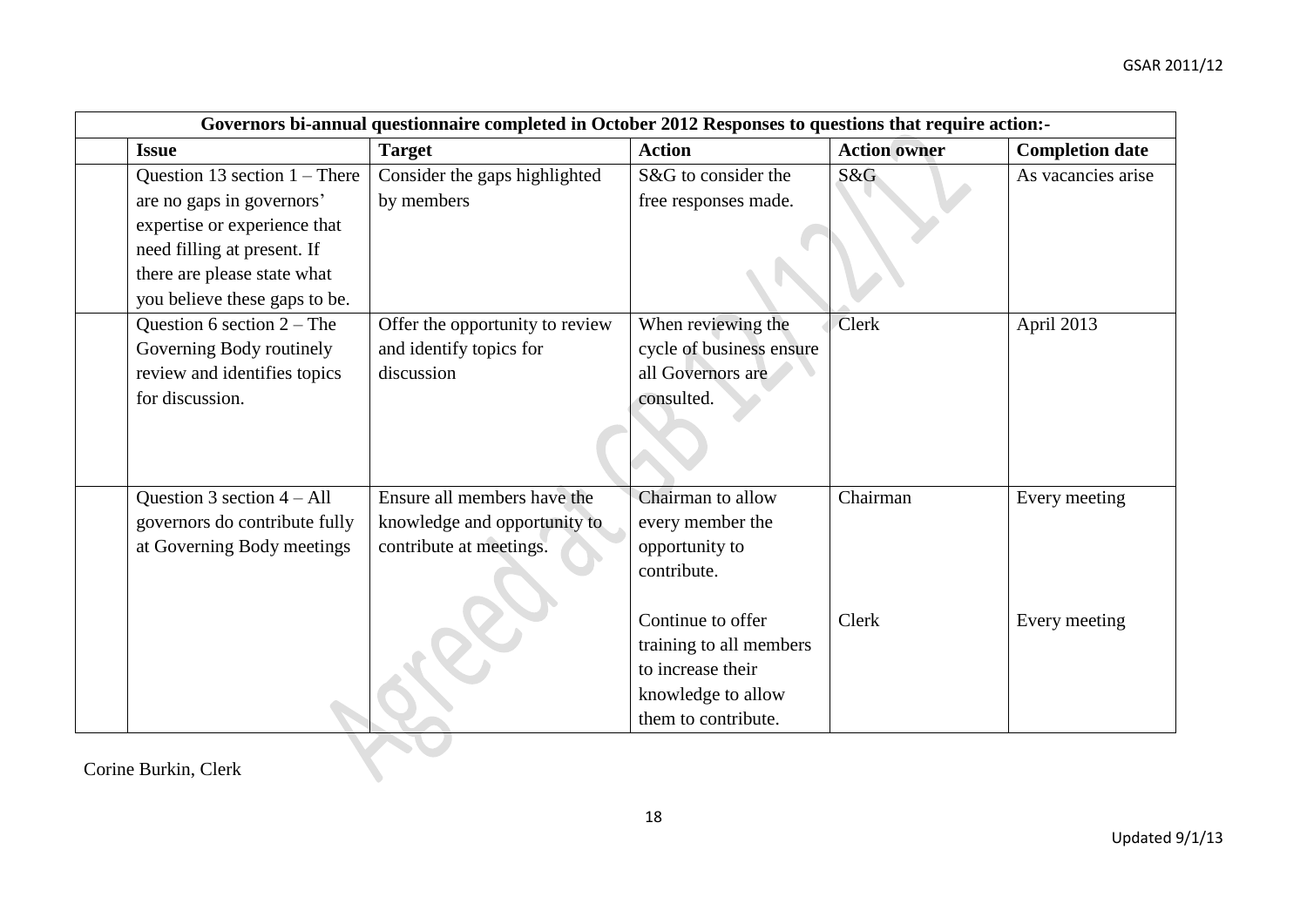| Governors bi-annual questionnaire completed in October 2012 Responses to questions that require action:- | | | | | |
|---|---|---|---|---|---|
| | **Issue** | **Target** | **Action** | **Action owner** | **Completion date** |
| | Question 13 section 1 – There are no gaps in governors' expertise or experience that need filling at present. If there are please state what you believe these gaps to be. | Consider the gaps highlighted by members | S&G to consider the free responses made. | S&G | As vacancies arise |
| | Question 6 section 2 – The Governing Body routinely review and identifies topics for discussion. | Offer the opportunity to review and identify topics for discussion | When reviewing the cycle of business ensure all Governors are consulted. | Clerk | April 2013 |
| | Question 3 section 4 – All governors do contribute fully at Governing Body meetings | Ensure all members have the knowledge and opportunity to contribute at meetings. | Chairman to allow every member the opportunity to contribute. | Chairman | Every meeting |
| | | | Continue to offer training to all members to increase their knowledge to allow them to contribute. | Clerk | Every meeting |

Corine Burkin, Clerk

Updated 9/1/13